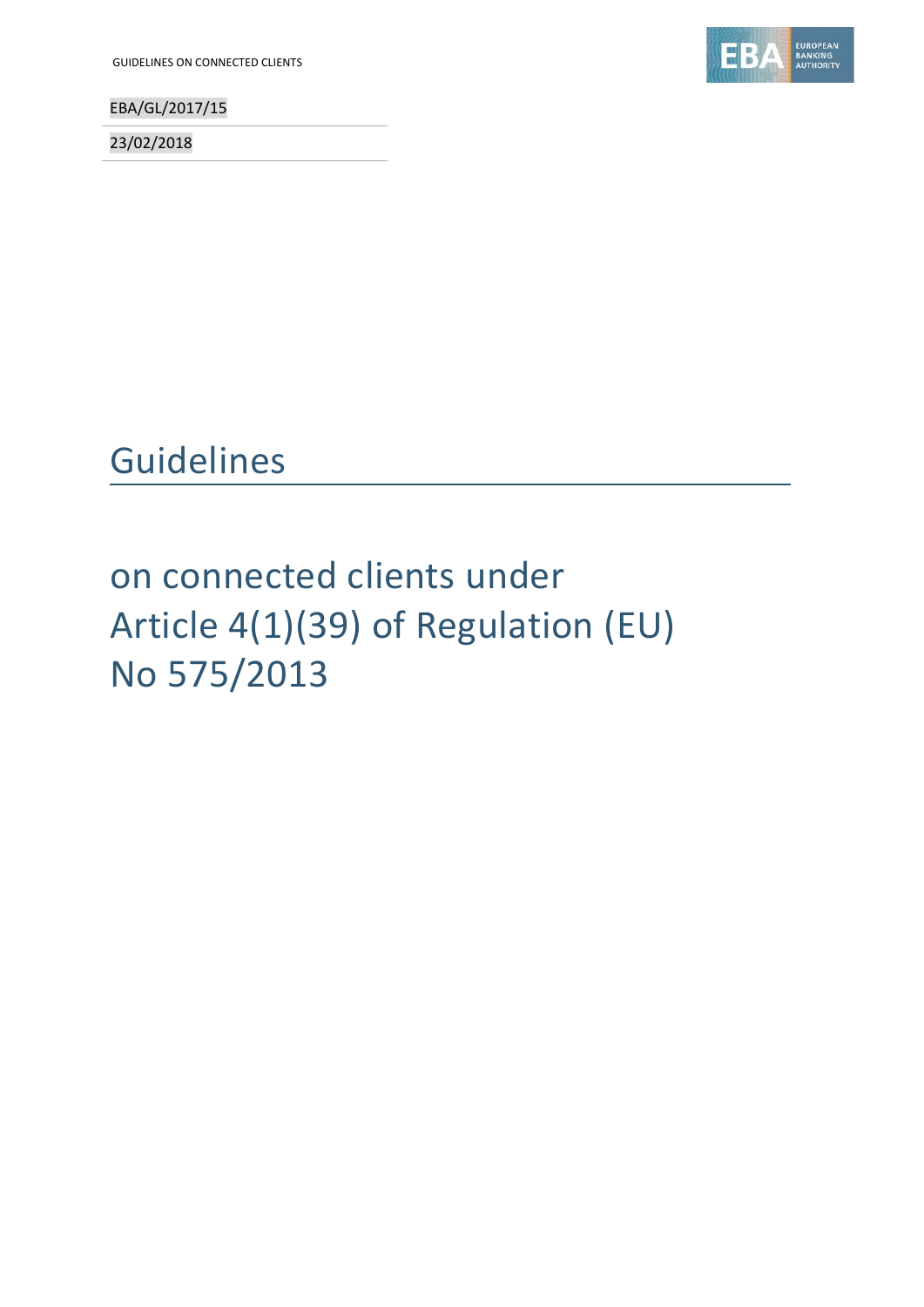EBA/GL/2017/15

23/02/2018

# Guidelines

## on connected clients under Article 4(1)(39) of Regulation (EU) No 575/2013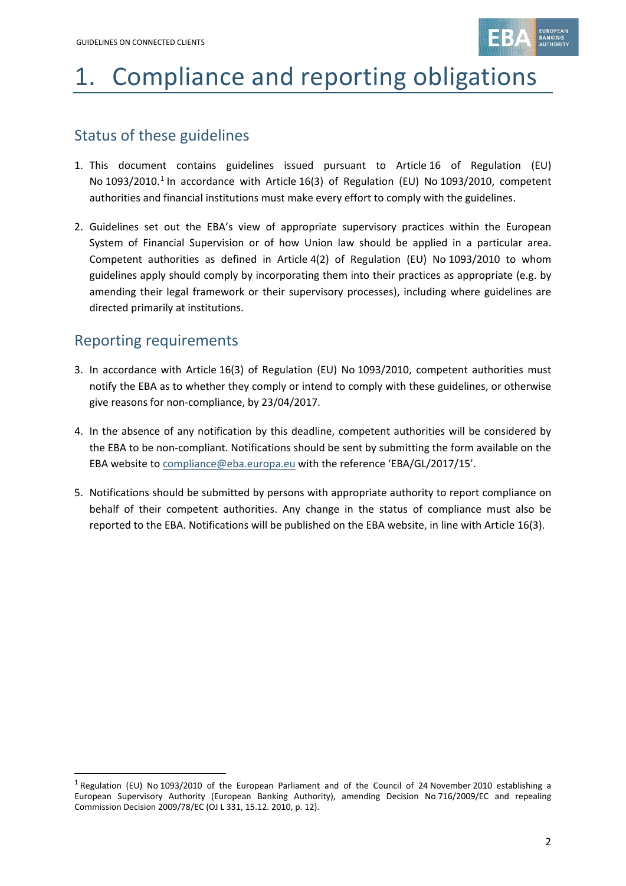# 1. Compliance and reporting obligations

## Status of these guidelines

1. This document contains guidelines issued pursuant to Article 16 of Regulation (EU) No 1093/2010.[1] In accordance with Article 16(3) of Regulation (EU) No 1093/2010, competent authorities and financial institutions must make every effort to comply with the guidelines.

2. Guidelines set out the EBA's view of appropriate supervisory practices within the European System of Financial Supervision or of how Union law should be applied in a particular area. Competent authorities as defined in Article 4(2) of Regulation (EU) No 1093/2010 to whom guidelines apply should comply by incorporating them into their practices as appropriate (e.g. by amending their legal framework or their supervisory processes), including where guidelines are directed primarily at institutions.

## Reporting requirements

3. In accordance with Article 16(3) of Regulation (EU) No 1093/2010, competent authorities must notify the EBA as to whether they comply or intend to comply with these guidelines, or otherwise give reasons for non-compliance, by 23/04/2017.

4. In the absence of any notification by this deadline, competent authorities will be considered by the EBA to be non-compliant. Notifications should be sent by submitting the form available on the EBA website to compliance@eba.europa.eu with the reference 'EBA/GL/2017/15'.

5. Notifications should be submitted by persons with appropriate authority to report compliance on behalf of their competent authorities. Any change in the status of compliance must also be reported to the EBA. Notifications will be published on the EBA website, in line with Article 16(3).

---

[1] Regulation (EU) No 1093/2010 of the European Parliament and of the Council of 24 November 2010 establishing a European Supervisory Authority (European Banking Authority), amending Decision No 716/2009/EC and repealing Commission Decision 2009/78/EC (OJ L 331, 15.12. 2010, p. 12).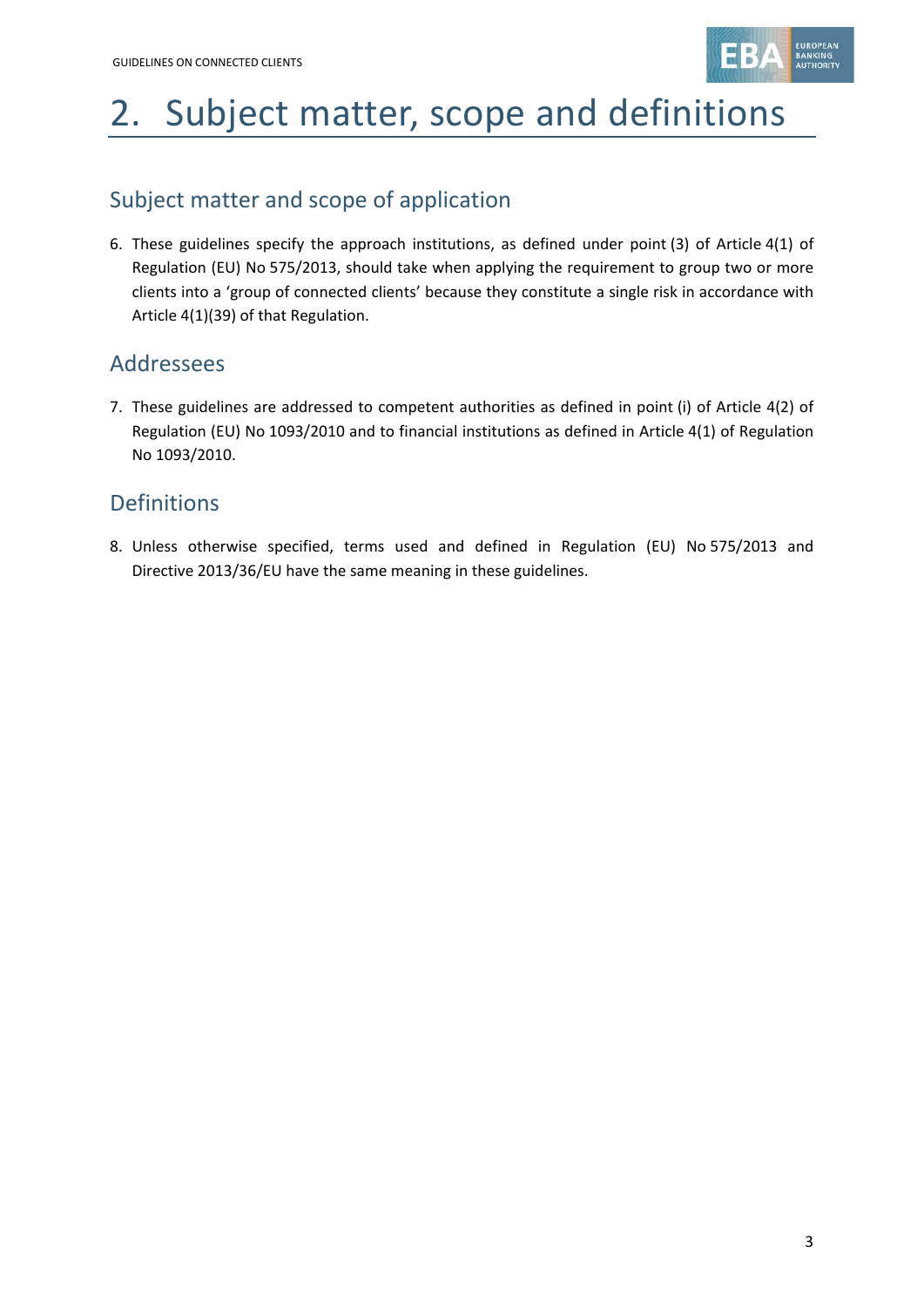# 2. Subject matter, scope and definitions

## Subject matter and scope of application

6. These guidelines specify the approach institutions, as defined under point (3) of Article 4(1) of Regulation (EU) No 575/2013, should take when applying the requirement to group two or more clients into a 'group of connected clients' because they constitute a single risk in accordance with Article 4(1)(39) of that Regulation.

## Addressees

7. These guidelines are addressed to competent authorities as defined in point (i) of Article 4(2) of Regulation (EU) No 1093/2010 and to financial institutions as defined in Article 4(1) of Regulation No 1093/2010.

## Definitions

8. Unless otherwise specified, terms used and defined in Regulation (EU) No 575/2013 and Directive 2013/36/EU have the same meaning in these guidelines.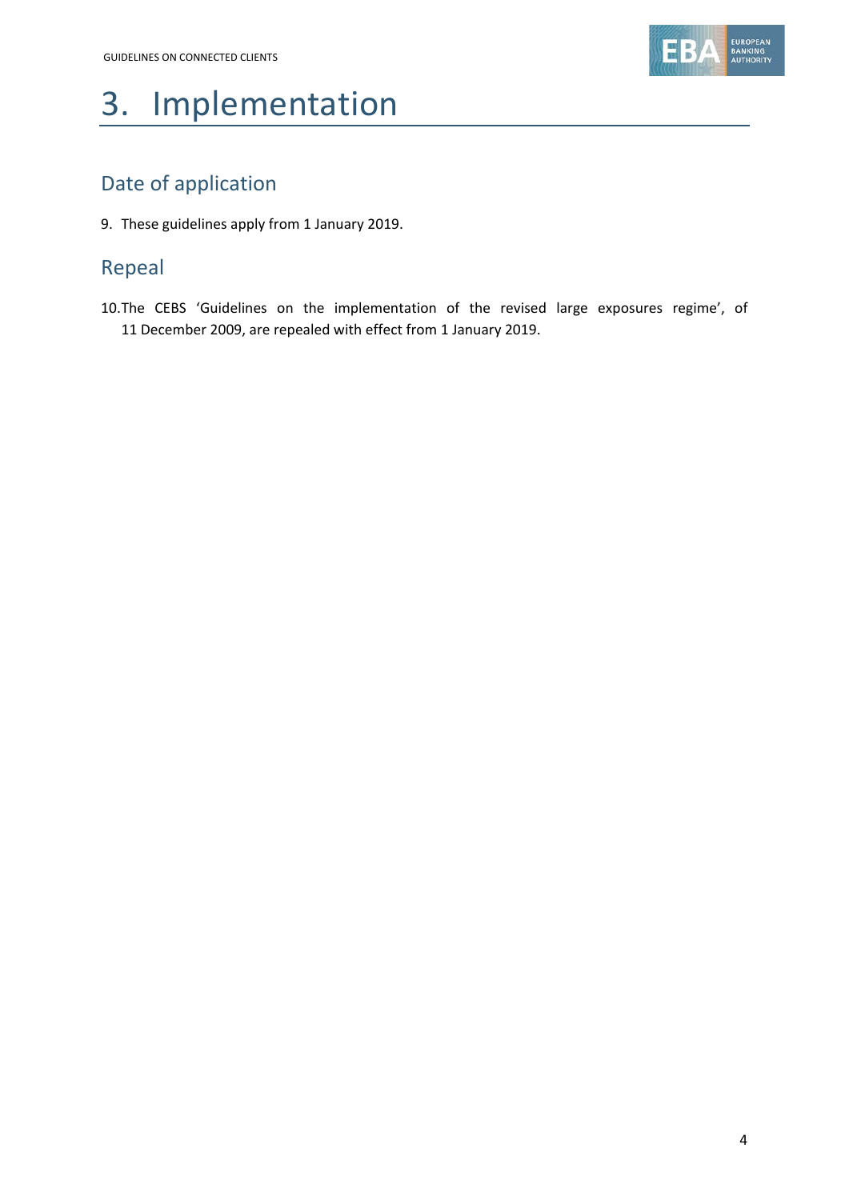# 3. Implementation

## Date of application

9. These guidelines apply from 1 January 2019.

## Repeal

10. The CEBS 'Guidelines on the implementation of the revised large exposures regime', of 11 December 2009, are repealed with effect from 1 January 2019.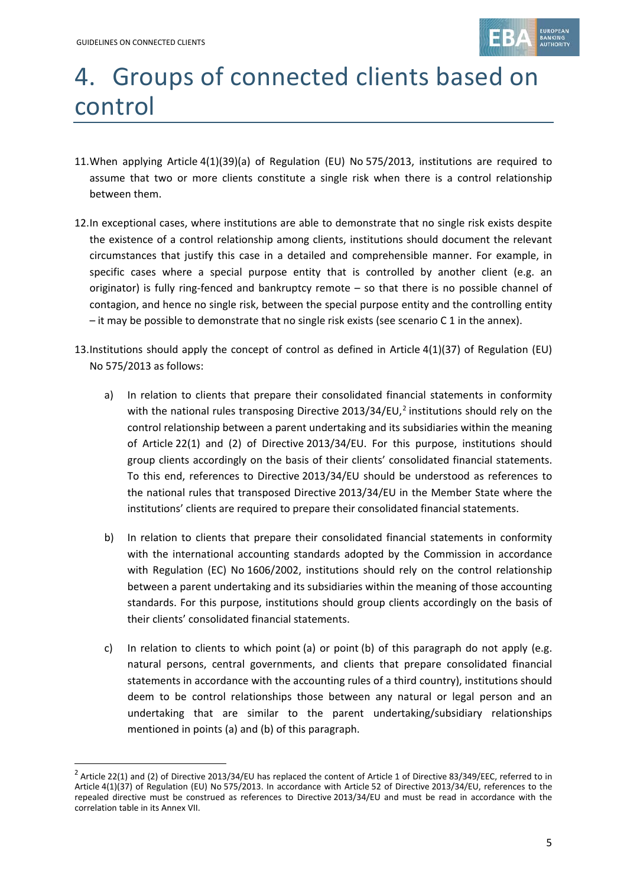# 4. Groups of connected clients based on control

11. When applying Article 4(1)(39)(a) of Regulation (EU) No 575/2013, institutions are required to assume that two or more clients constitute a single risk when there is a control relationship between them.

12. In exceptional cases, where institutions are able to demonstrate that no single risk exists despite the existence of a control relationship among clients, institutions should document the relevant circumstances that justify this case in a detailed and comprehensible manner. For example, in specific cases where a special purpose entity that is controlled by another client (e.g. an originator) is fully ring-fenced and bankruptcy remote – so that there is no possible channel of contagion, and hence no single risk, between the special purpose entity and the controlling entity – it may be possible to demonstrate that no single risk exists (see scenario C 1 in the annex).

13. Institutions should apply the concept of control as defined in Article 4(1)(37) of Regulation (EU) No 575/2013 as follows:

    a) In relation to clients that prepare their consolidated financial statements in conformity with the national rules transposing Directive 2013/34/EU,[2] institutions should rely on the control relationship between a parent undertaking and its subsidiaries within the meaning of Article 22(1) and (2) of Directive 2013/34/EU. For this purpose, institutions should group clients accordingly on the basis of their clients' consolidated financial statements. To this end, references to Directive 2013/34/EU should be understood as references to the national rules that transposed Directive 2013/34/EU in the Member State where the institutions' clients are required to prepare their consolidated financial statements.

    b) In relation to clients that prepare their consolidated financial statements in conformity with the international accounting standards adopted by the Commission in accordance with Regulation (EC) No 1606/2002, institutions should rely on the control relationship between a parent undertaking and its subsidiaries within the meaning of those accounting standards. For this purpose, institutions should group clients accordingly on the basis of their clients' consolidated financial statements.

    c) In relation to clients to which point (a) or point (b) of this paragraph do not apply (e.g. natural persons, central governments, and clients that prepare consolidated financial statements in accordance with the accounting rules of a third country), institutions should deem to be control relationships those between any natural or legal person and an undertaking that are similar to the parent undertaking/subsidiary relationships mentioned in points (a) and (b) of this paragraph.

[2] Article 22(1) and (2) of Directive 2013/34/EU has replaced the content of Article 1 of Directive 83/349/EEC, referred to in Article 4(1)(37) of Regulation (EU) No 575/2013. In accordance with Article 52 of Directive 2013/34/EU, references to the repealed directive must be construed as references to Directive 2013/34/EU and must be read in accordance with the correlation table in its Annex VII.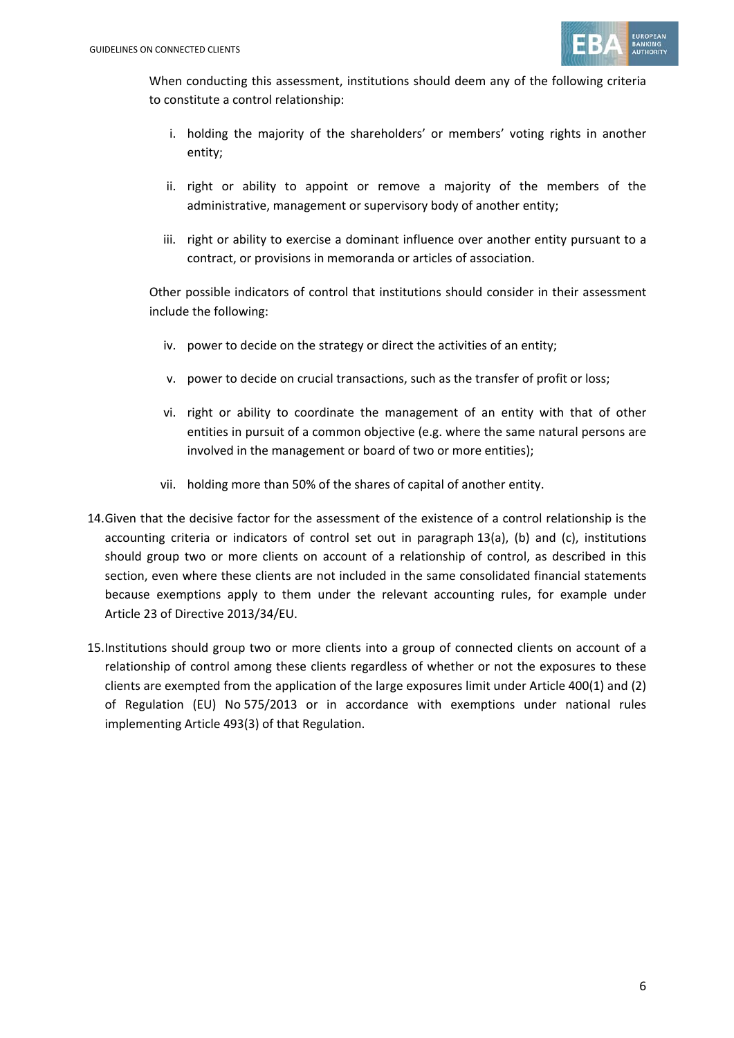When conducting this assessment, institutions should deem any of the following criteria to constitute a control relationship:

i. holding the majority of the shareholders' or members' voting rights in another entity;

ii. right or ability to appoint or remove a majority of the members of the administrative, management or supervisory body of another entity;

iii. right or ability to exercise a dominant influence over another entity pursuant to a contract, or provisions in memoranda or articles of association.

Other possible indicators of control that institutions should consider in their assessment include the following:

iv. power to decide on the strategy or direct the activities of an entity;

v. power to decide on crucial transactions, such as the transfer of profit or loss;

vi. right or ability to coordinate the management of an entity with that of other entities in pursuit of a common objective (e.g. where the same natural persons are involved in the management or board of two or more entities);

vii. holding more than 50% of the shares of capital of another entity.

14. Given that the decisive factor for the assessment of the existence of a control relationship is the accounting criteria or indicators of control set out in paragraph 13(a), (b) and (c), institutions should group two or more clients on account of a relationship of control, as described in this section, even where these clients are not included in the same consolidated financial statements because exemptions apply to them under the relevant accounting rules, for example under Article 23 of Directive 2013/34/EU.

15. Institutions should group two or more clients into a group of connected clients on account of a relationship of control among these clients regardless of whether or not the exposures to these clients are exempted from the application of the large exposures limit under Article 400(1) and (2) of Regulation (EU) No 575/2013 or in accordance with exemptions under national rules implementing Article 493(3) of that Regulation.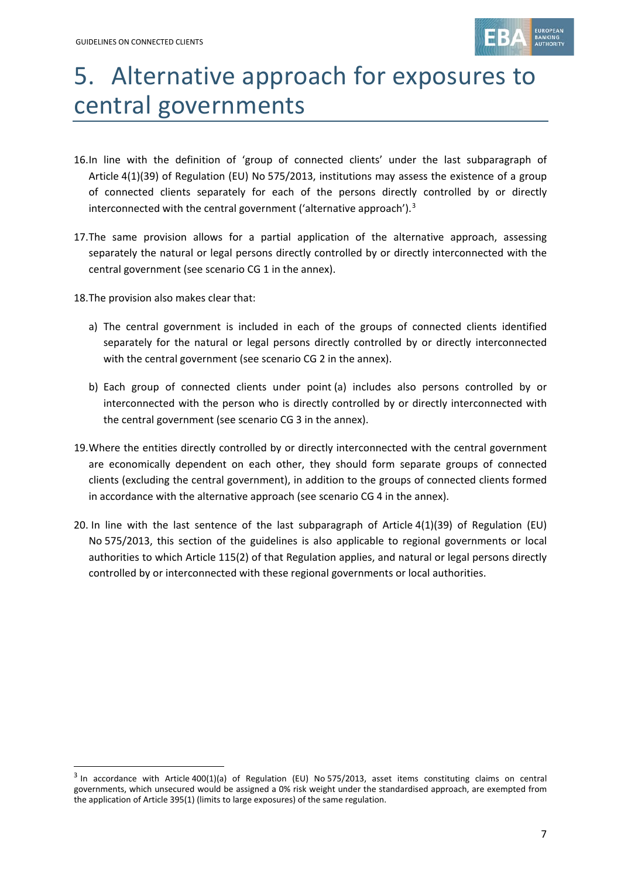# 5. Alternative approach for exposures to central governments

16. In line with the definition of 'group of connected clients' under the last subparagraph of Article 4(1)(39) of Regulation (EU) No 575/2013, institutions may assess the existence of a group of connected clients separately for each of the persons directly controlled by or directly interconnected with the central government ('alternative approach').[3]

17. The same provision allows for a partial application of the alternative approach, assessing separately the natural or legal persons directly controlled by or directly interconnected with the central government (see scenario CG 1 in the annex).

18. The provision also makes clear that:

    a) The central government is included in each of the groups of connected clients identified separately for the natural or legal persons directly controlled by or directly interconnected with the central government (see scenario CG 2 in the annex).

    b) Each group of connected clients under point (a) includes also persons controlled by or interconnected with the person who is directly controlled by or directly interconnected with the central government (see scenario CG 3 in the annex).

19. Where the entities directly controlled by or directly interconnected with the central government are economically dependent on each other, they should form separate groups of connected clients (excluding the central government), in addition to the groups of connected clients formed in accordance with the alternative approach (see scenario CG 4 in the annex).

20. In line with the last sentence of the last subparagraph of Article 4(1)(39) of Regulation (EU) No 575/2013, this section of the guidelines is also applicable to regional governments or local authorities to which Article 115(2) of that Regulation applies, and natural or legal persons directly controlled by or interconnected with these regional governments or local authorities.

---

[3] In accordance with Article 400(1)(a) of Regulation (EU) No 575/2013, asset items constituting claims on central governments, which unsecured would be assigned a 0% risk weight under the standardised approach, are exempted from the application of Article 395(1) (limits to large exposures) of the same regulation.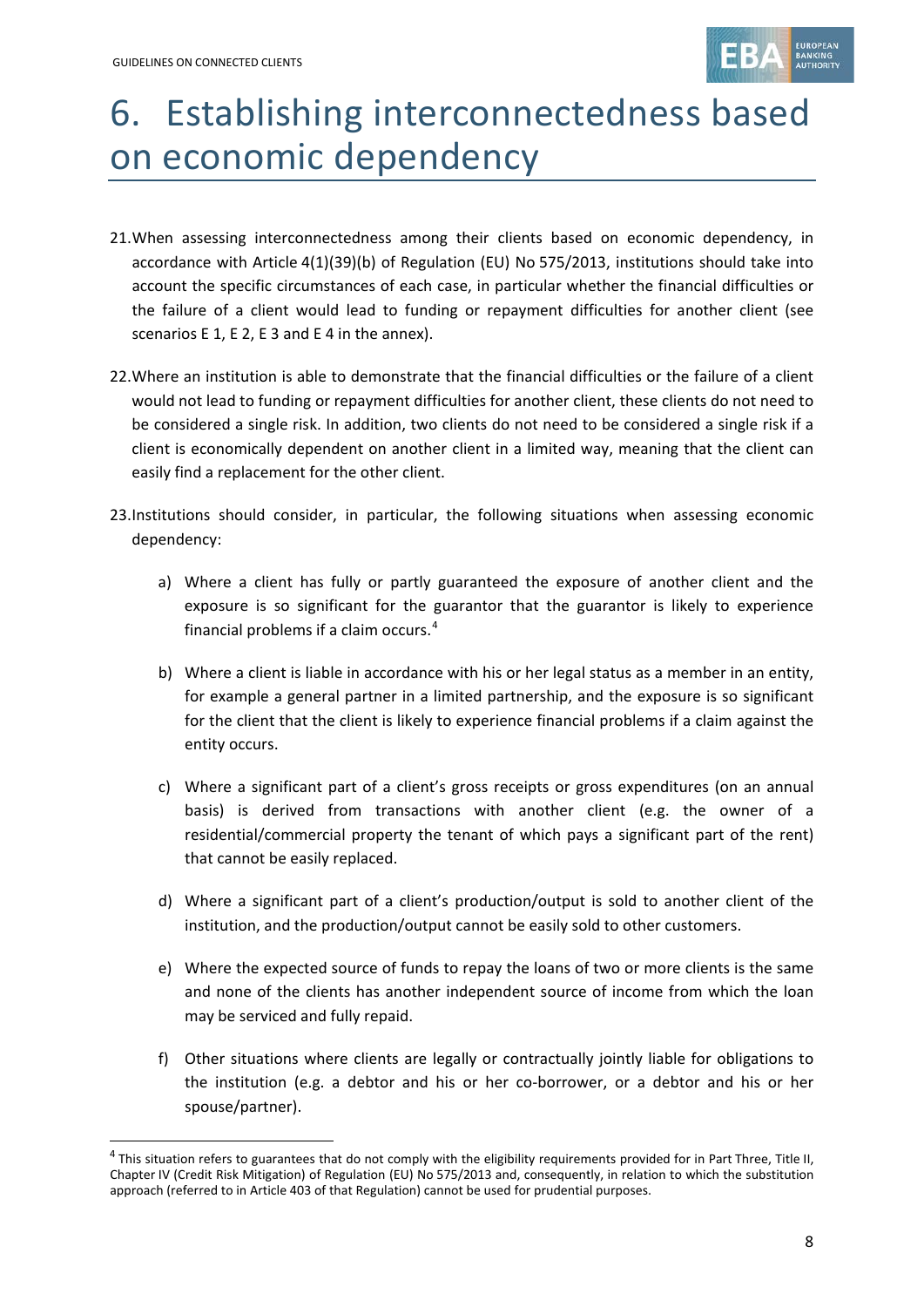# 6. Establishing interconnectedness based on economic dependency

21. When assessing interconnectedness among their clients based on economic dependency, in accordance with Article 4(1)(39)(b) of Regulation (EU) No 575/2013, institutions should take into account the specific circumstances of each case, in particular whether the financial difficulties or the failure of a client would lead to funding or repayment difficulties for another client (see scenarios E 1, E 2, E 3 and E 4 in the annex).

22. Where an institution is able to demonstrate that the financial difficulties or the failure of a client would not lead to funding or repayment difficulties for another client, these clients do not need to be considered a single risk. In addition, two clients do not need to be considered a single risk if a client is economically dependent on another client in a limited way, meaning that the client can easily find a replacement for the other client.

23. Institutions should consider, in particular, the following situations when assessing economic dependency:

    a) Where a client has fully or partly guaranteed the exposure of another client and the exposure is so significant for the guarantor that the guarantor is likely to experience financial problems if a claim occurs.[4]

    b) Where a client is liable in accordance with his or her legal status as a member in an entity, for example a general partner in a limited partnership, and the exposure is so significant for the client that the client is likely to experience financial problems if a claim against the entity occurs.

    c) Where a significant part of a client's gross receipts or gross expenditures (on an annual basis) is derived from transactions with another client (e.g. the owner of a residential/commercial property the tenant of which pays a significant part of the rent) that cannot be easily replaced.

    d) Where a significant part of a client's production/output is sold to another client of the institution, and the production/output cannot be easily sold to other customers.

    e) Where the expected source of funds to repay the loans of two or more clients is the same and none of the clients has another independent source of income from which the loan may be serviced and fully repaid.

    f) Other situations where clients are legally or contractually jointly liable for obligations to the institution (e.g. a debtor and his or her co-borrower, or a debtor and his or her spouse/partner).

[4] This situation refers to guarantees that do not comply with the eligibility requirements provided for in Part Three, Title II, Chapter IV (Credit Risk Mitigation) of Regulation (EU) No 575/2013 and, consequently, in relation to which the substitution approach (referred to in Article 403 of that Regulation) cannot be used for prudential purposes.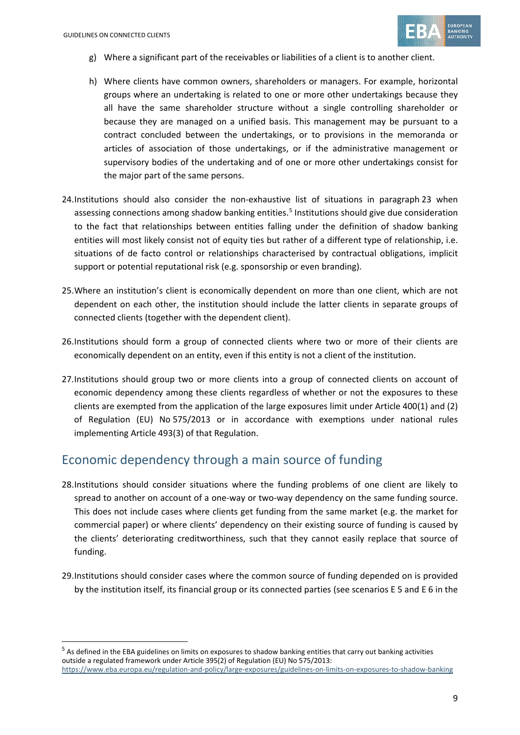g) Where a significant part of the receivables or liabilities of a client is to another client.

h) Where clients have common owners, shareholders or managers. For example, horizontal groups where an undertaking is related to one or more other undertakings because they all have the same shareholder structure without a single controlling shareholder or because they are managed on a unified basis. This management may be pursuant to a contract concluded between the undertakings, or to provisions in the memoranda or articles of association of those undertakings, or if the administrative management or supervisory bodies of the undertaking and of one or more other undertakings consist for the major part of the same persons.

24. Institutions should also consider the non-exhaustive list of situations in paragraph 23 when assessing connections among shadow banking entities.[5] Institutions should give due consideration to the fact that relationships between entities falling under the definition of shadow banking entities will most likely consist not of equity ties but rather of a different type of relationship, i.e. situations of de facto control or relationships characterised by contractual obligations, implicit support or potential reputational risk (e.g. sponsorship or even branding).

25. Where an institution's client is economically dependent on more than one client, which are not dependent on each other, the institution should include the latter clients in separate groups of connected clients (together with the dependent client).

26. Institutions should form a group of connected clients where two or more of their clients are economically dependent on an entity, even if this entity is not a client of the institution.

27. Institutions should group two or more clients into a group of connected clients on account of economic dependency among these clients regardless of whether or not the exposures to these clients are exempted from the application of the large exposures limit under Article 400(1) and (2) of Regulation (EU) No 575/2013 or in accordance with exemptions under national rules implementing Article 493(3) of that Regulation.

## Economic dependency through a main source of funding

28. Institutions should consider situations where the funding problems of one client are likely to spread to another on account of a one-way or two-way dependency on the same funding source. This does not include cases where clients get funding from the same market (e.g. the market for commercial paper) or where clients' dependency on their existing source of funding is caused by the clients' deteriorating creditworthiness, such that they cannot easily replace that source of funding.

29. Institutions should consider cases where the common source of funding depended on is provided by the institution itself, its financial group or its connected parties (see scenarios E 5 and E 6 in the

---

[5] As defined in the EBA guidelines on limits on exposures to shadow banking entities that carry out banking activities outside a regulated framework under Article 395(2) of Regulation (EU) No 575/2013: https://www.eba.europa.eu/regulation-and-policy/large-exposures/guidelines-on-limits-on-exposures-to-shadow-banking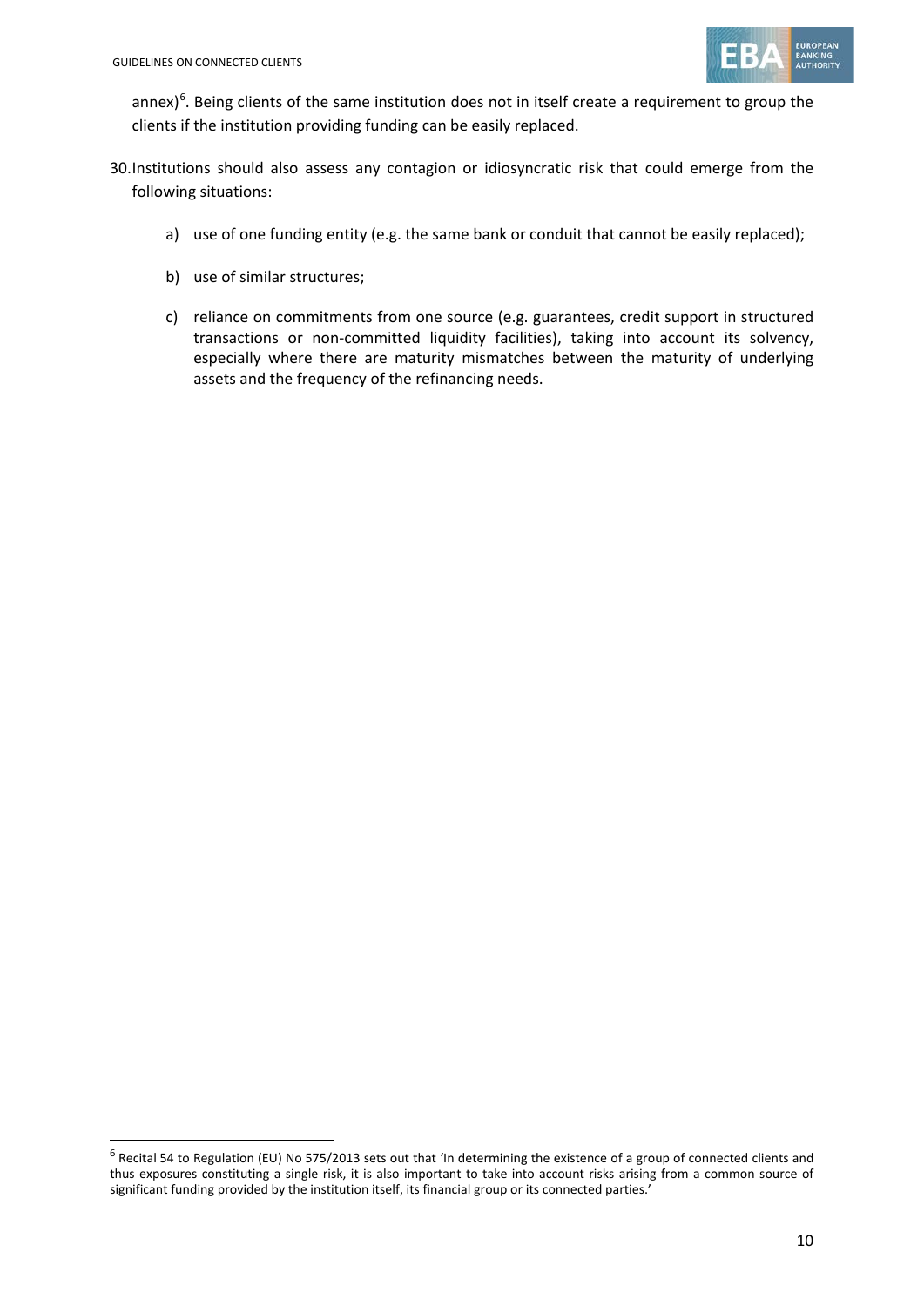annex)[6]. Being clients of the same institution does not in itself create a requirement to group the clients if the institution providing funding can be easily replaced.

30. Institutions should also assess any contagion or idiosyncratic risk that could emerge from the following situations:

    a) use of one funding entity (e.g. the same bank or conduit that cannot be easily replaced);

    b) use of similar structures;

    c) reliance on commitments from one source (e.g. guarantees, credit support in structured transactions or non-committed liquidity facilities), taking into account its solvency, especially where there are maturity mismatches between the maturity of underlying assets and the frequency of the refinancing needs.

[6] Recital 54 to Regulation (EU) No 575/2013 sets out that 'In determining the existence of a group of connected clients and thus exposures constituting a single risk, it is also important to take into account risks arising from a common source of significant funding provided by the institution itself, its financial group or its connected parties.'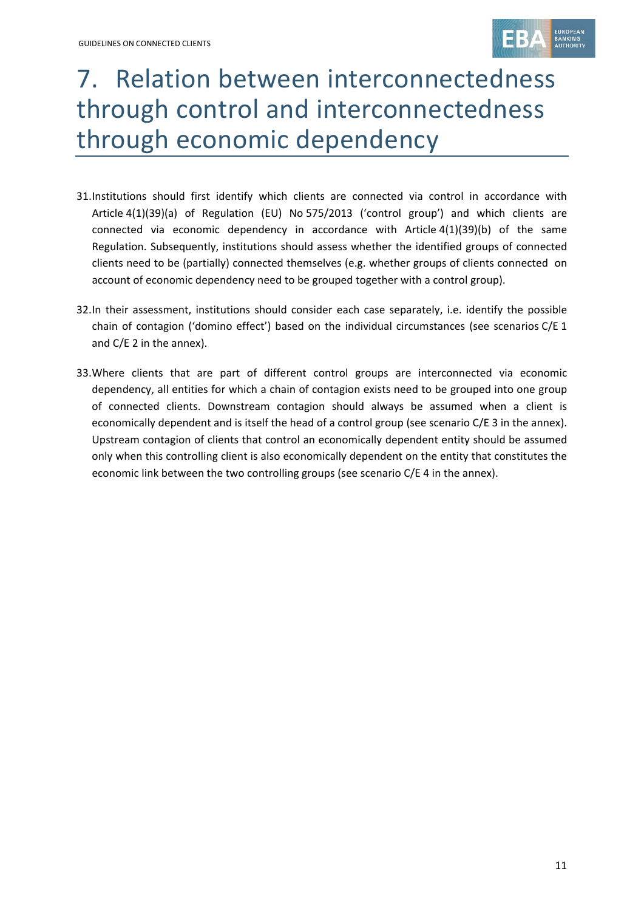# 7. Relation between interconnectedness through control and interconnectedness through economic dependency

31. Institutions should first identify which clients are connected via control in accordance with Article 4(1)(39)(a) of Regulation (EU) No 575/2013 ('control group') and which clients are connected via economic dependency in accordance with Article 4(1)(39)(b) of the same Regulation. Subsequently, institutions should assess whether the identified groups of connected clients need to be (partially) connected themselves (e.g. whether groups of clients connected on account of economic dependency need to be grouped together with a control group).

32. In their assessment, institutions should consider each case separately, i.e. identify the possible chain of contagion ('domino effect') based on the individual circumstances (see scenarios C/E 1 and C/E 2 in the annex).

33. Where clients that are part of different control groups are interconnected via economic dependency, all entities for which a chain of contagion exists need to be grouped into one group of connected clients. Downstream contagion should always be assumed when a client is economically dependent and is itself the head of a control group (see scenario C/E 3 in the annex). Upstream contagion of clients that control an economically dependent entity should be assumed only when this controlling client is also economically dependent on the entity that constitutes the economic link between the two controlling groups (see scenario C/E 4 in the annex).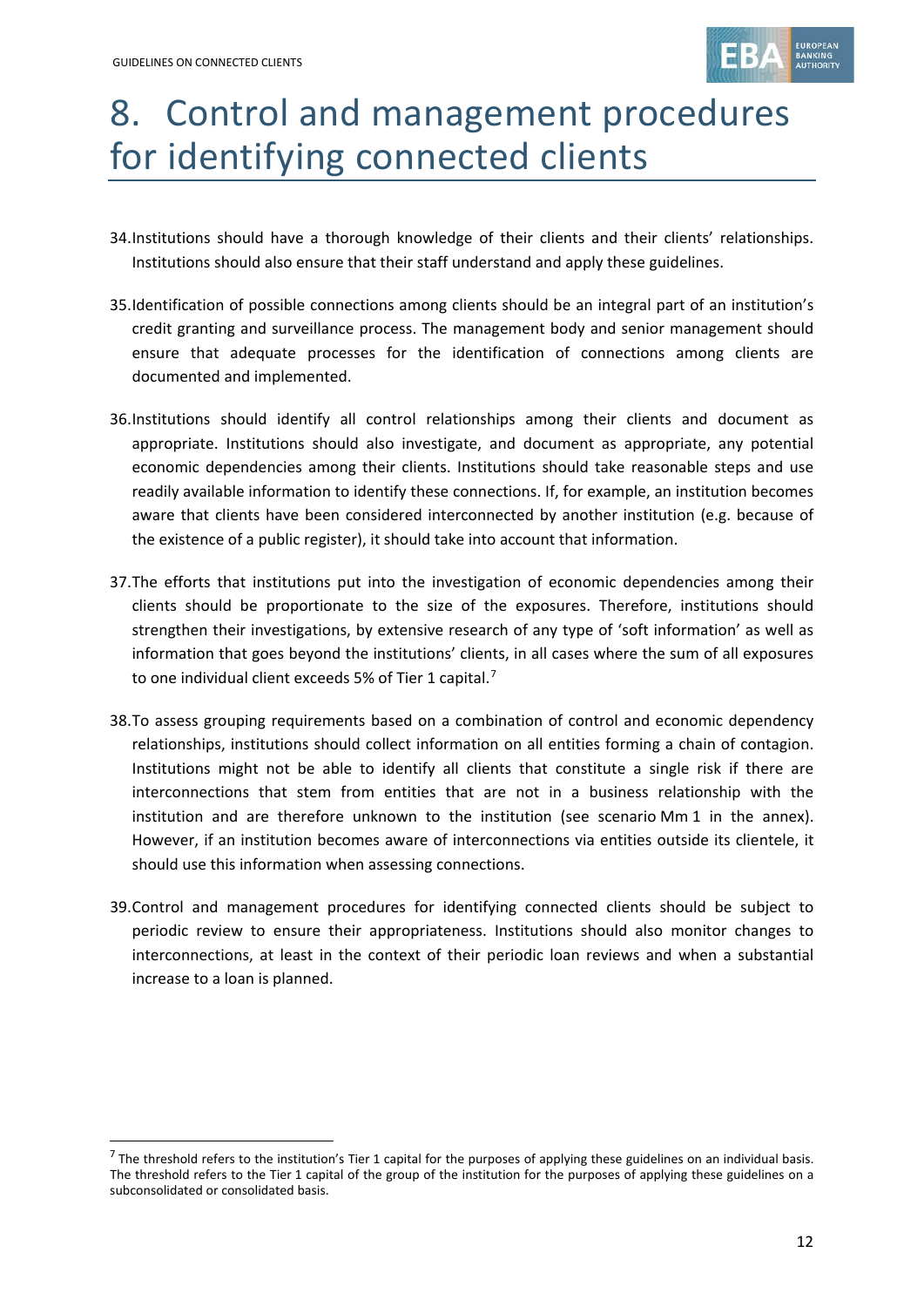# 8. Control and management procedures for identifying connected clients

34. Institutions should have a thorough knowledge of their clients and their clients' relationships. Institutions should also ensure that their staff understand and apply these guidelines.

35. Identification of possible connections among clients should be an integral part of an institution's credit granting and surveillance process. The management body and senior management should ensure that adequate processes for the identification of connections among clients are documented and implemented.

36. Institutions should identify all control relationships among their clients and document as appropriate. Institutions should also investigate, and document as appropriate, any potential economic dependencies among their clients. Institutions should take reasonable steps and use readily available information to identify these connections. If, for example, an institution becomes aware that clients have been considered interconnected by another institution (e.g. because of the existence of a public register), it should take into account that information.

37. The efforts that institutions put into the investigation of economic dependencies among their clients should be proportionate to the size of the exposures. Therefore, institutions should strengthen their investigations, by extensive research of any type of 'soft information' as well as information that goes beyond the institutions' clients, in all cases where the sum of all exposures to one individual client exceeds 5% of Tier 1 capital.[7]

38. To assess grouping requirements based on a combination of control and economic dependency relationships, institutions should collect information on all entities forming a chain of contagion. Institutions might not be able to identify all clients that constitute a single risk if there are interconnections that stem from entities that are not in a business relationship with the institution and are therefore unknown to the institution (see scenario Mm 1 in the annex). However, if an institution becomes aware of interconnections via entities outside its clientele, it should use this information when assessing connections.

39. Control and management procedures for identifying connected clients should be subject to periodic review to ensure their appropriateness. Institutions should also monitor changes to interconnections, at least in the context of their periodic loan reviews and when a substantial increase to a loan is planned.

---

[7] The threshold refers to the institution's Tier 1 capital for the purposes of applying these guidelines on an individual basis. The threshold refers to the Tier 1 capital of the group of the institution for the purposes of applying these guidelines on a subconsolidated or consolidated basis.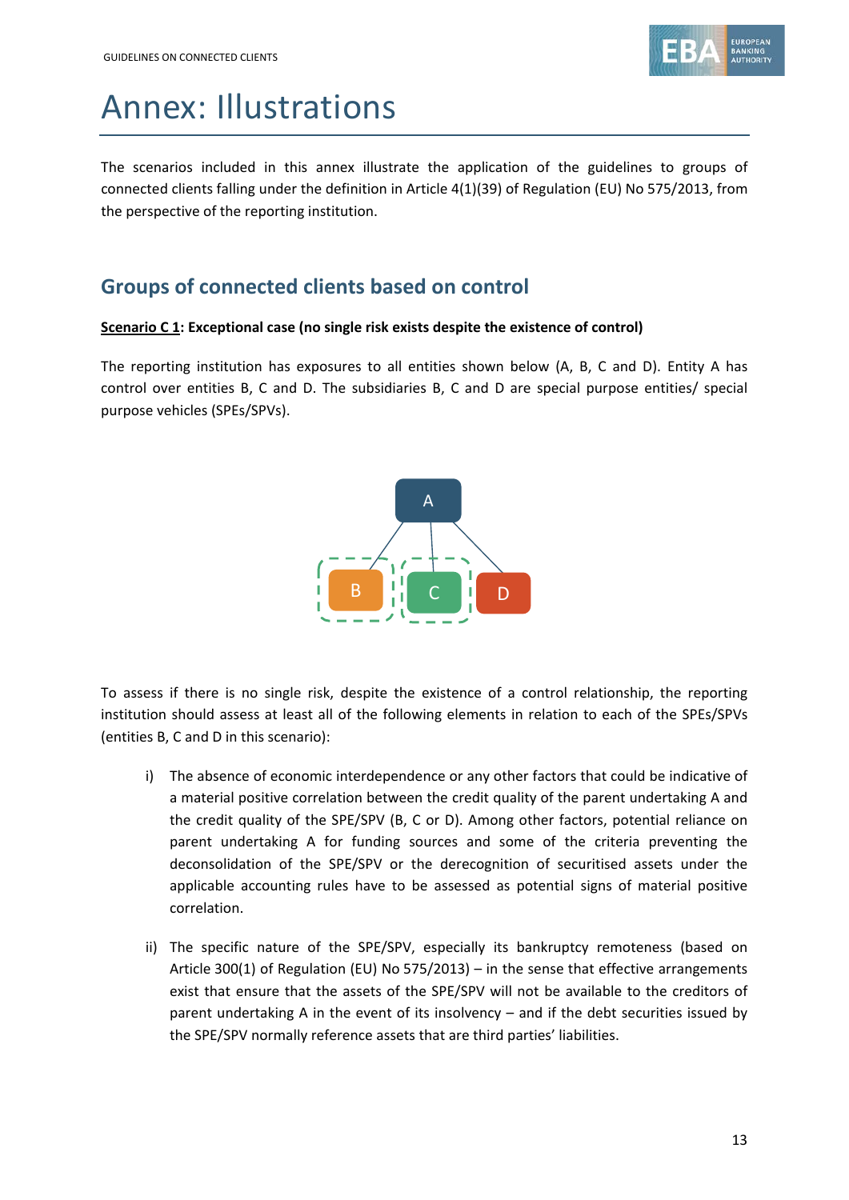# Annex: Illustrations

The scenarios included in this annex illustrate the application of the guidelines to groups of connected clients falling under the definition in Article 4(1)(39) of Regulation (EU) No 575/2013, from the perspective of the reporting institution.

## Groups of connected clients based on control

**Scenario C 1: Exceptional case (no single risk exists despite the existence of control)**

The reporting institution has exposures to all entities shown below (A, B, C and D). Entity A has control over entities B, C and D. The subsidiaries B, C and D are special purpose entities/ special purpose vehicles (SPEs/SPVs).

To assess if there is no single risk, despite the existence of a control relationship, the reporting institution should assess at least all of the following elements in relation to each of the SPEs/SPVs (entities B, C and D in this scenario):

i) The absence of economic interdependence or any other factors that could be indicative of a material positive correlation between the credit quality of the parent undertaking A and the credit quality of the SPE/SPV (B, C or D). Among other factors, potential reliance on parent undertaking A for funding sources and some of the criteria preventing the deconsolidation of the SPE/SPV or the derecognition of securitised assets under the applicable accounting rules have to be assessed as potential signs of material positive correlation.

ii) The specific nature of the SPE/SPV, especially its bankruptcy remoteness (based on Article 300(1) of Regulation (EU) No 575/2013) – in the sense that effective arrangements exist that ensure that the assets of the SPE/SPV will not be available to the creditors of parent undertaking A in the event of its insolvency – and if the debt securities issued by the SPE/SPV normally reference assets that are third parties' liabilities.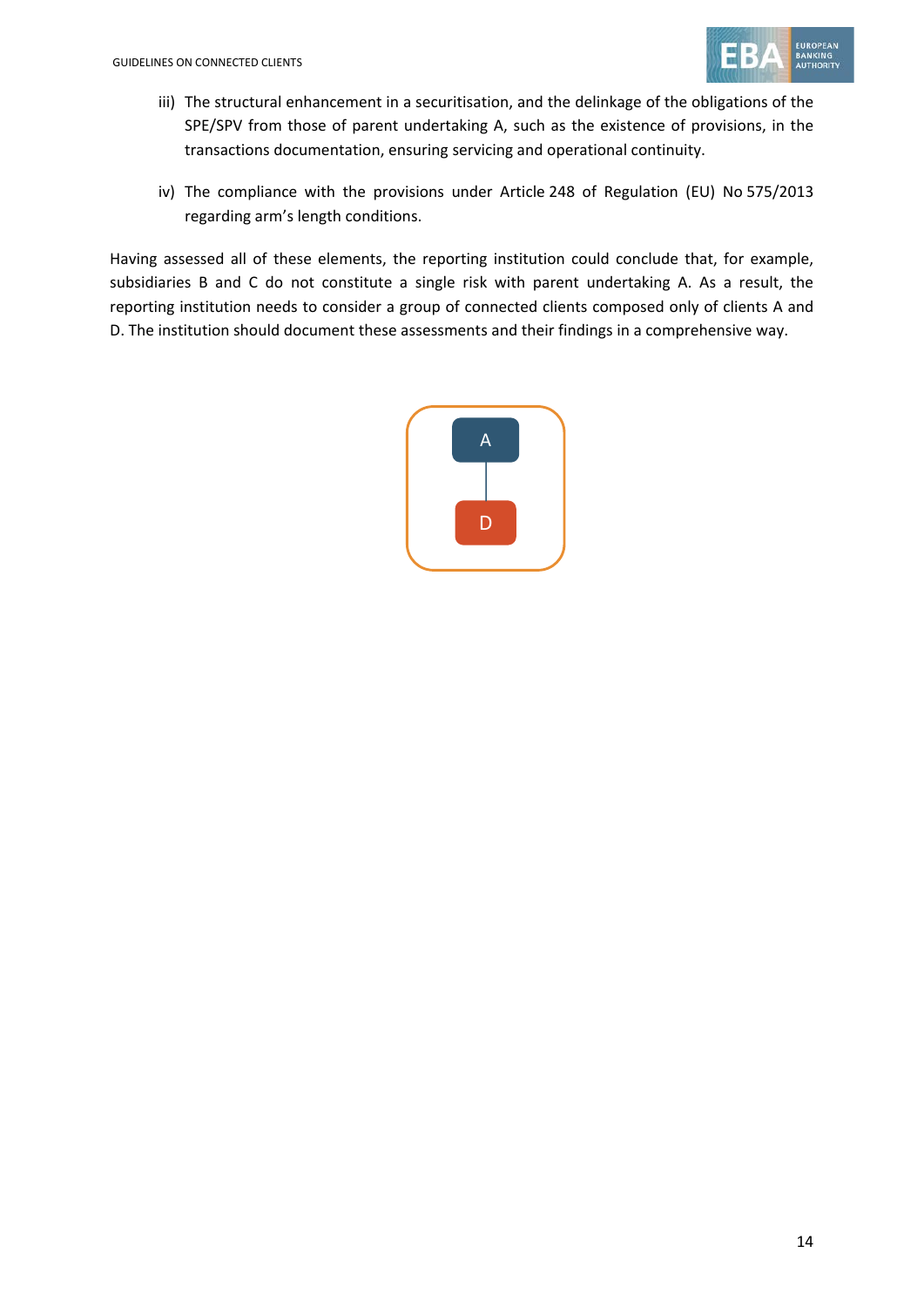iii) The structural enhancement in a securitisation, and the delinkage of the obligations of the SPE/SPV from those of parent undertaking A, such as the existence of provisions, in the transactions documentation, ensuring servicing and operational continuity.

iv) The compliance with the provisions under Article 248 of Regulation (EU) No 575/2013 regarding arm's length conditions.

Having assessed all of these elements, the reporting institution could conclude that, for example, subsidiaries B and C do not constitute a single risk with parent undertaking A. As a result, the reporting institution needs to consider a group of connected clients composed only of clients A and D. The institution should document these assessments and their findings in a comprehensive way.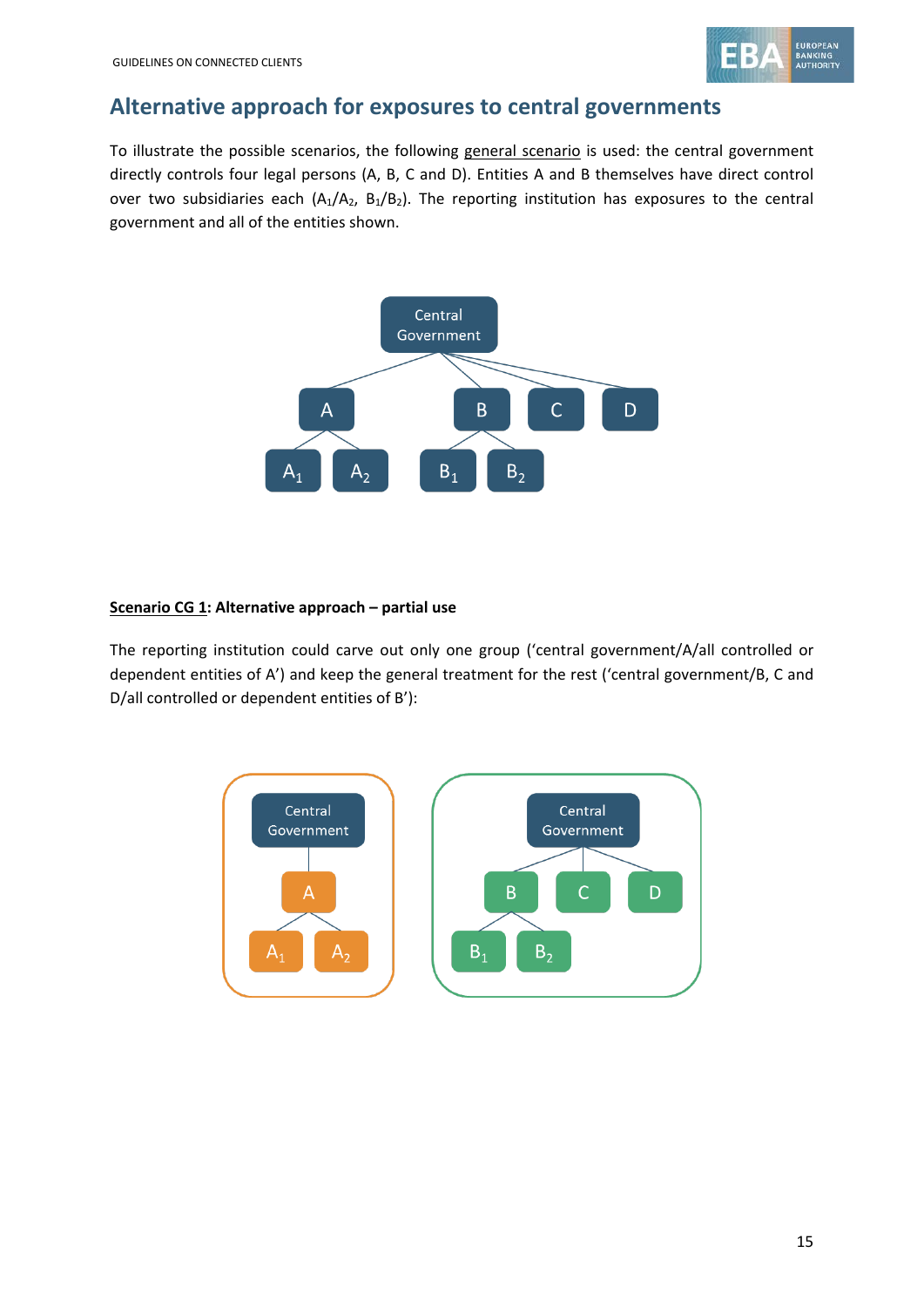## Alternative approach for exposures to central governments

To illustrate the possible scenarios, the following general scenario is used: the central government directly controls four legal persons (A, B, C and D). Entities A and B themselves have direct control over two subsidiaries each ($A_1$/$A_2$, $B_1$/$B_2$). The reporting institution has exposures to the central government and all of the entities shown.

**Scenario CG 1: Alternative approach – partial use**

The reporting institution could carve out only one group ('central government/A/all controlled or dependent entities of A') and keep the general treatment for the rest ('central government/B, C and D/all controlled or dependent entities of B'):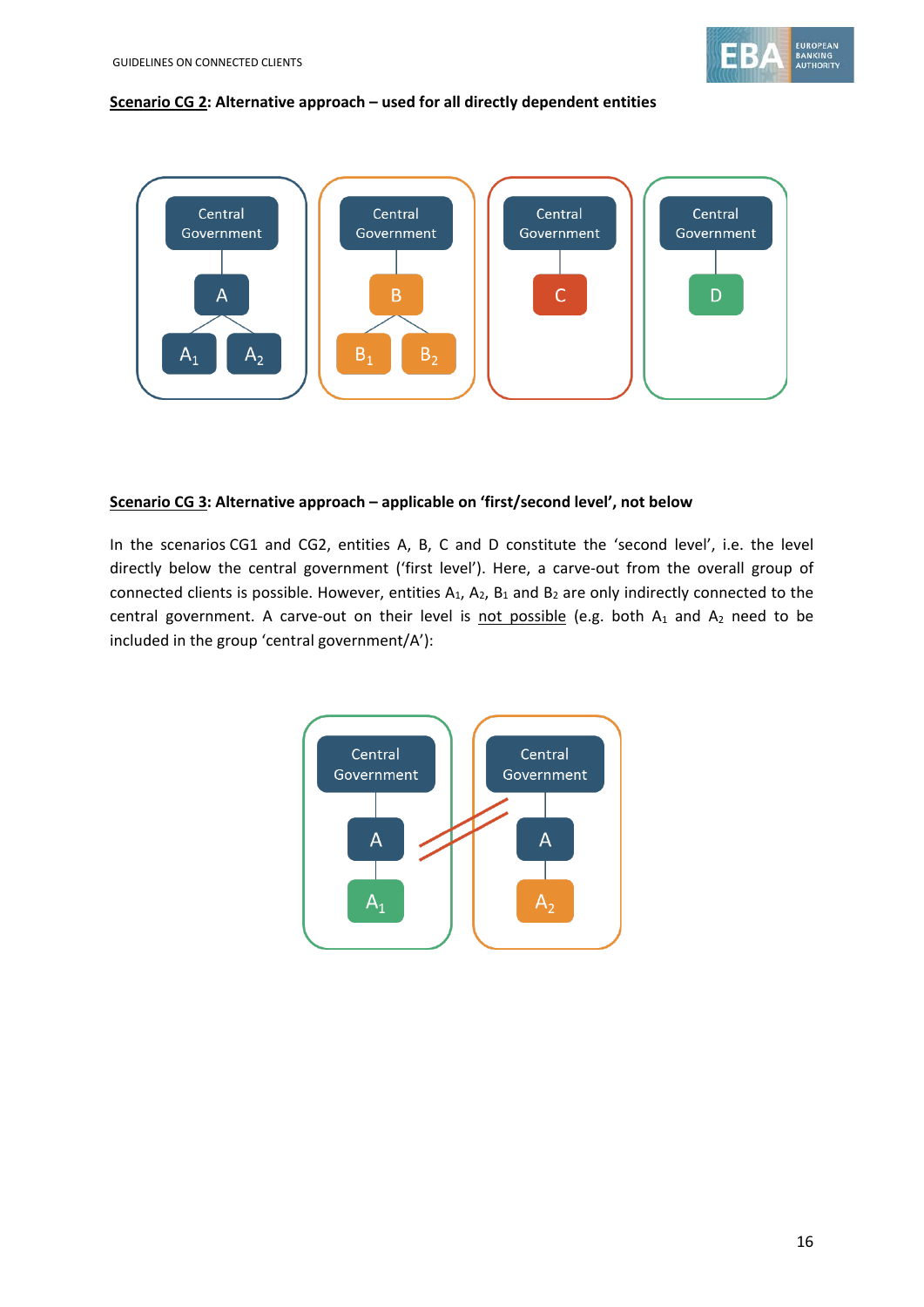**<u>Scenario CG 2</u>: Alternative approach – used for all directly dependent entities**

**<u>Scenario CG 3</u>: Alternative approach – applicable on 'first/second level', not below**

In the scenarios CG1 and CG2, entities A, B, C and D constitute the 'second level', i.e. the level directly below the central government ('first level'). Here, a carve-out from the overall group of connected clients is possible. However, entities $A_1$, $A_2$, $B_1$ and $B_2$ are only indirectly connected to the central government. A carve-out on their level is <u>not possible</u> (e.g. both $A_1$ and $A_2$ need to be included in the group 'central government/A'):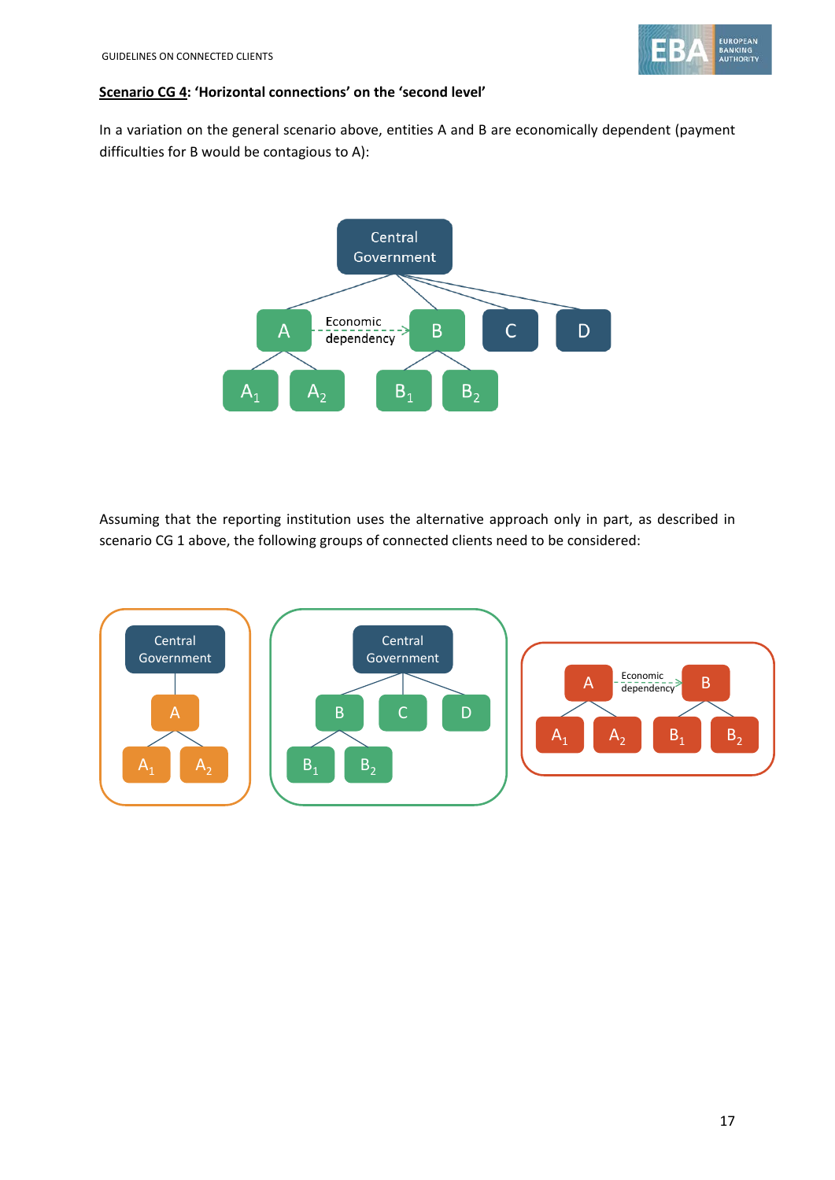**<u>Scenario CG 4</u>: 'Horizontal connections' on the 'second level'**

In a variation on the general scenario above, entities A and B are economically dependent (payment difficulties for B would be contagious to A):

Assuming that the reporting institution uses the alternative approach only in part, as described in scenario CG 1 above, the following groups of connected clients need to be considered: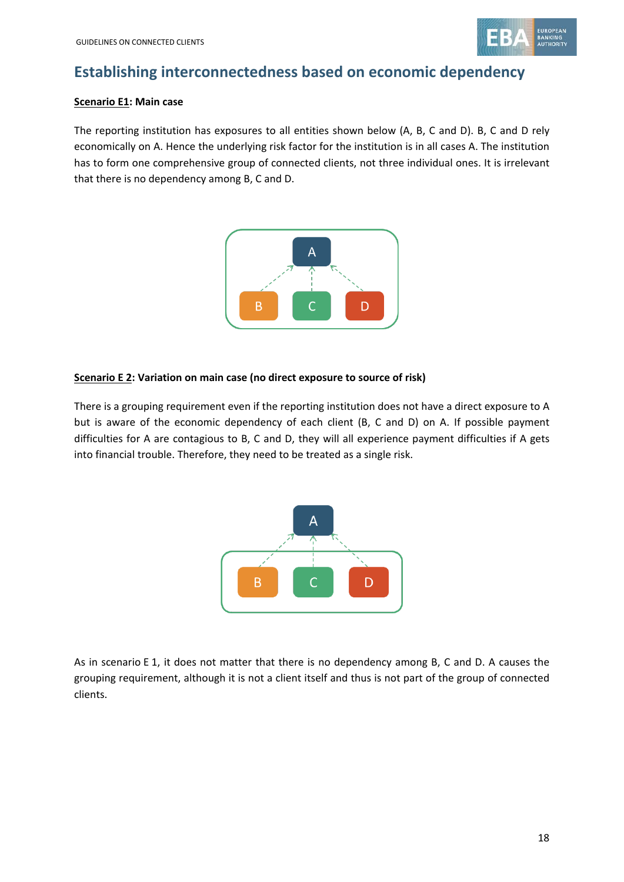## Establishing interconnectedness based on economic dependency

**Scenario E1: Main case**

The reporting institution has exposures to all entities shown below (A, B, C and D). B, C and D rely economically on A. Hence the underlying risk factor for the institution is in all cases A. The institution has to form one comprehensive group of connected clients, not three individual ones. It is irrelevant that there is no dependency among B, C and D.

**Scenario E 2: Variation on main case (no direct exposure to source of risk)**

There is a grouping requirement even if the reporting institution does not have a direct exposure to A but is aware of the economic dependency of each client (B, C and D) on A. If possible payment difficulties for A are contagious to B, C and D, they will all experience payment difficulties if A gets into financial trouble. Therefore, they need to be treated as a single risk.

As in scenario E 1, it does not matter that there is no dependency among B, C and D. A causes the grouping requirement, although it is not a client itself and thus is not part of the group of connected clients.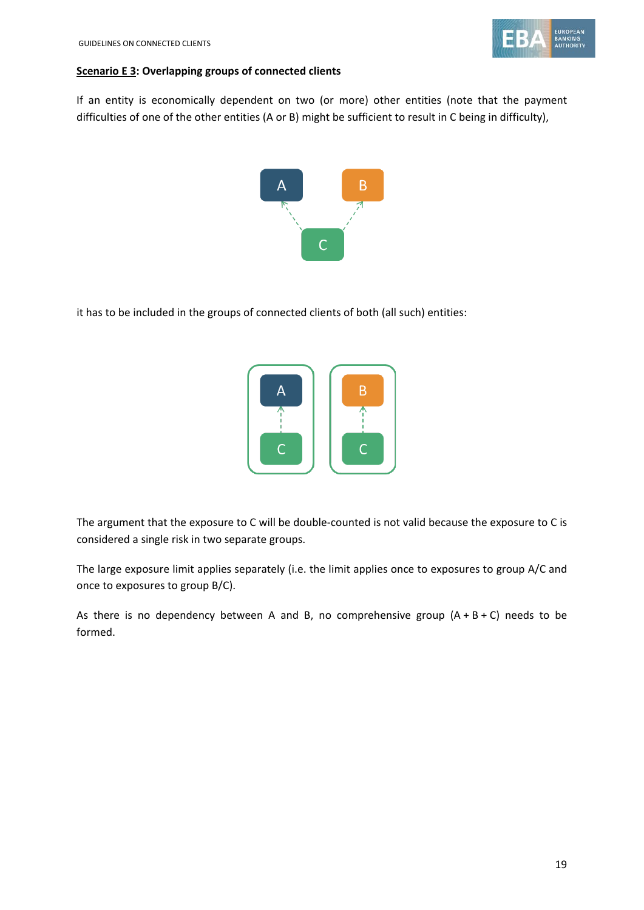**Scenario E 3: Overlapping groups of connected clients**

If an entity is economically dependent on two (or more) other entities (note that the payment difficulties of one of the other entities (A or B) might be sufficient to result in C being in difficulty),

it has to be included in the groups of connected clients of both (all such) entities:

The argument that the exposure to C will be double-counted is not valid because the exposure to C is considered a single risk in two separate groups.

The large exposure limit applies separately (i.e. the limit applies once to exposures to group A/C and once to exposures to group B/C).

As there is no dependency between A and B, no comprehensive group (A + B + C) needs to be formed.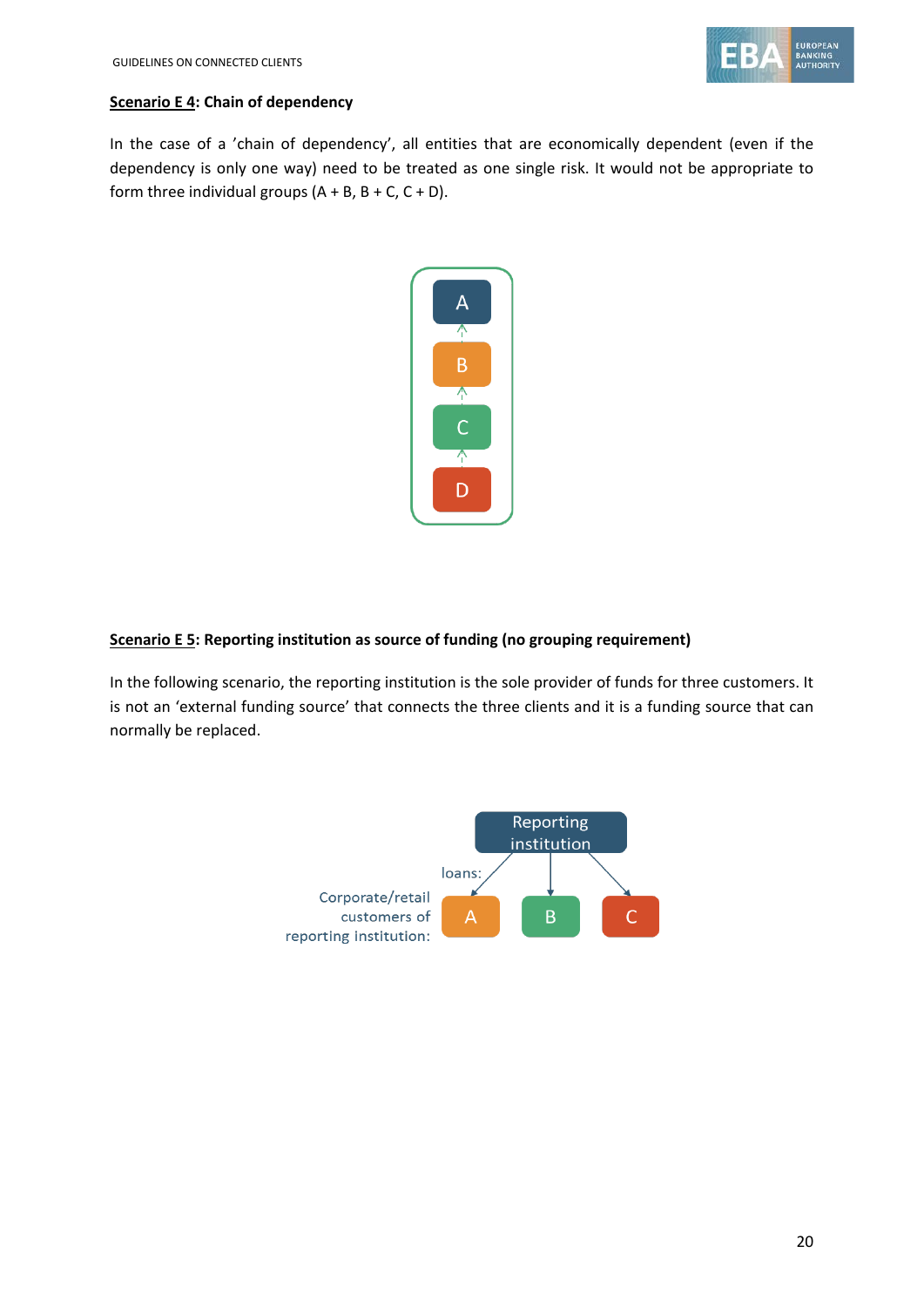**Scenario E 4: Chain of dependency**

In the case of a 'chain of dependency', all entities that are economically dependent (even if the dependency is only one way) need to be treated as one single risk. It would not be appropriate to form three individual groups (A + B, B + C, C + D).

**Scenario E 5: Reporting institution as source of funding (no grouping requirement)**

In the following scenario, the reporting institution is the sole provider of funds for three customers. It is not an 'external funding source' that connects the three clients and it is a funding source that can normally be replaced.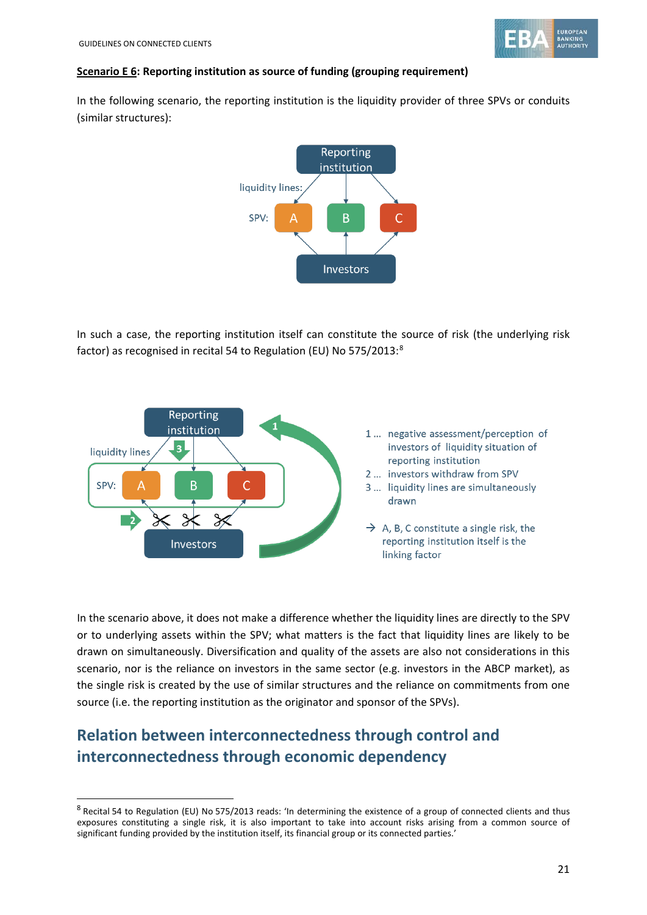**Scenario E 6: Reporting institution as source of funding (grouping requirement)**

In the following scenario, the reporting institution is the liquidity provider of three SPVs or conduits (similar structures):

In such a case, the reporting institution itself can constitute the source of risk (the underlying risk factor) as recognised in recital 54 to Regulation (EU) No 575/2013:[8]

In the scenario above, it does not make a difference whether the liquidity lines are directly to the SPV or to underlying assets within the SPV; what matters is the fact that liquidity lines are likely to be drawn on simultaneously. Diversification and quality of the assets are also not considerations in this scenario, nor is the reliance on investors in the same sector (e.g. investors in the ABCP market), as the single risk is created by the use of similar structures and the reliance on commitments from one source (i.e. the reporting institution as the originator and sponsor of the SPVs).

## Relation between interconnectedness through control and interconnectedness through economic dependency

[8] Recital 54 to Regulation (EU) No 575/2013 reads: 'In determining the existence of a group of connected clients and thus exposures constituting a single risk, it is also important to take into account risks arising from a common source of significant funding provided by the institution itself, its financial group or its connected parties.'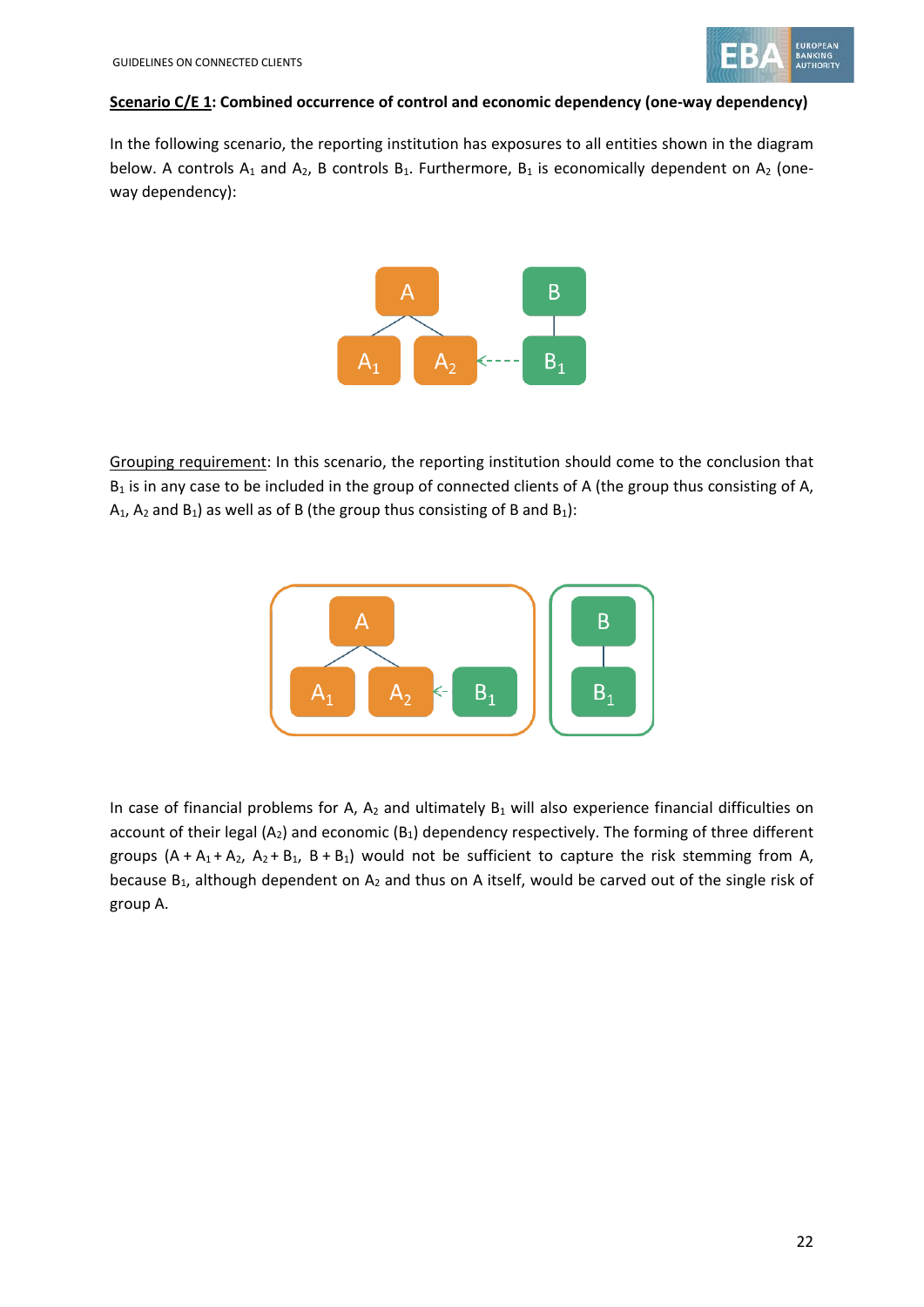**Scenario C/E 1: Combined occurrence of control and economic dependency (one-way dependency)**

In the following scenario, the reporting institution has exposures to all entities shown in the diagram below. A controls $A_1$ and $A_2$, B controls $B_1$. Furthermore, $B_1$ is economically dependent on $A_2$ (one-way dependency):

Grouping requirement: In this scenario, the reporting institution should come to the conclusion that $B_1$ is in any case to be included in the group of connected clients of A (the group thus consisting of A, $A_1$, $A_2$ and $B_1$) as well as of B (the group thus consisting of B and $B_1$):

In case of financial problems for A, $A_2$ and ultimately $B_1$ will also experience financial difficulties on account of their legal ($A_2$) and economic ($B_1$) dependency respectively. The forming of three different groups ($A + A_1 + A_2$, $A_2 + B_1$, $B + B_1$) would not be sufficient to capture the risk stemming from A, because $B_1$, although dependent on $A_2$ and thus on A itself, would be carved out of the single risk of group A.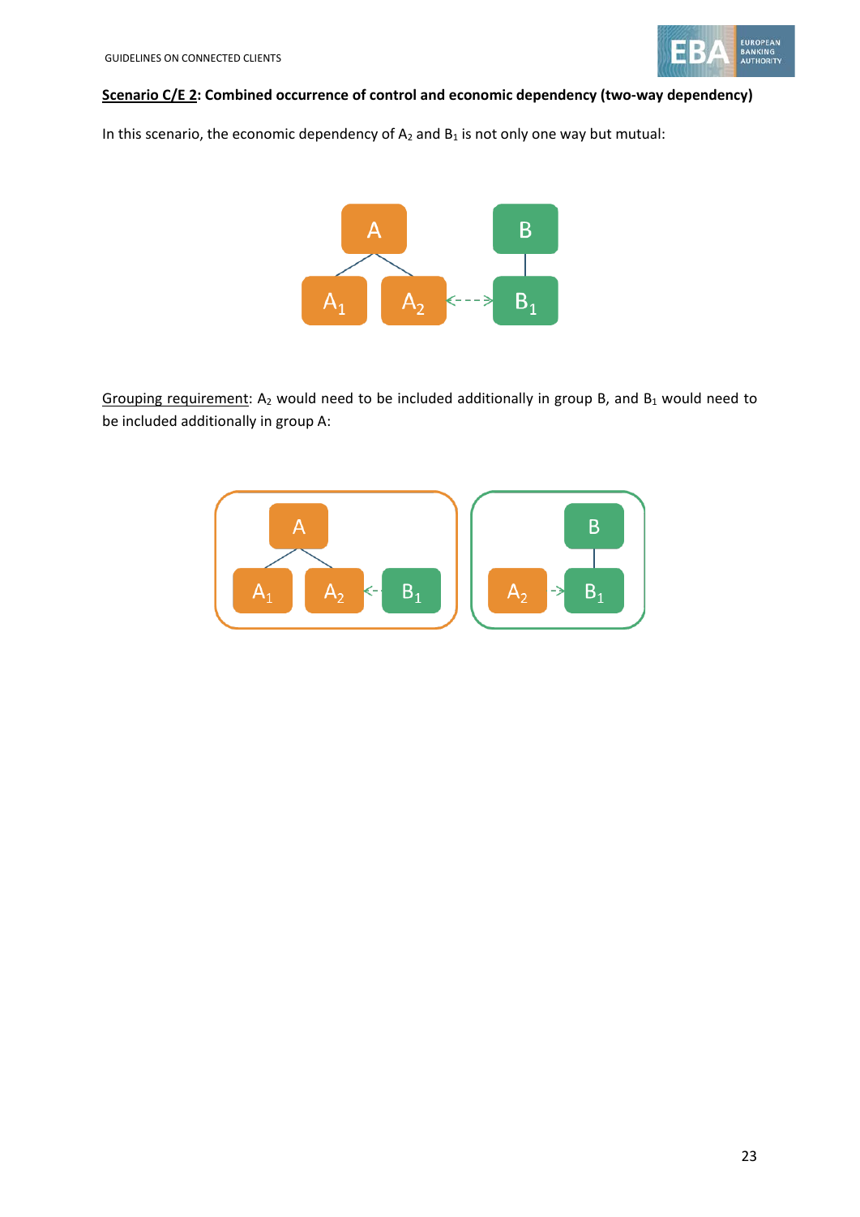**<u>Scenario C/E 2</u>: Combined occurrence of control and economic dependency (two-way dependency)**

In this scenario, the economic dependency of $A_2$ and $B_1$ is not only one way but mutual:

<u>Grouping requirement</u>: $A_2$ would need to be included additionally in group B, and $B_1$ would need to be included additionally in group A: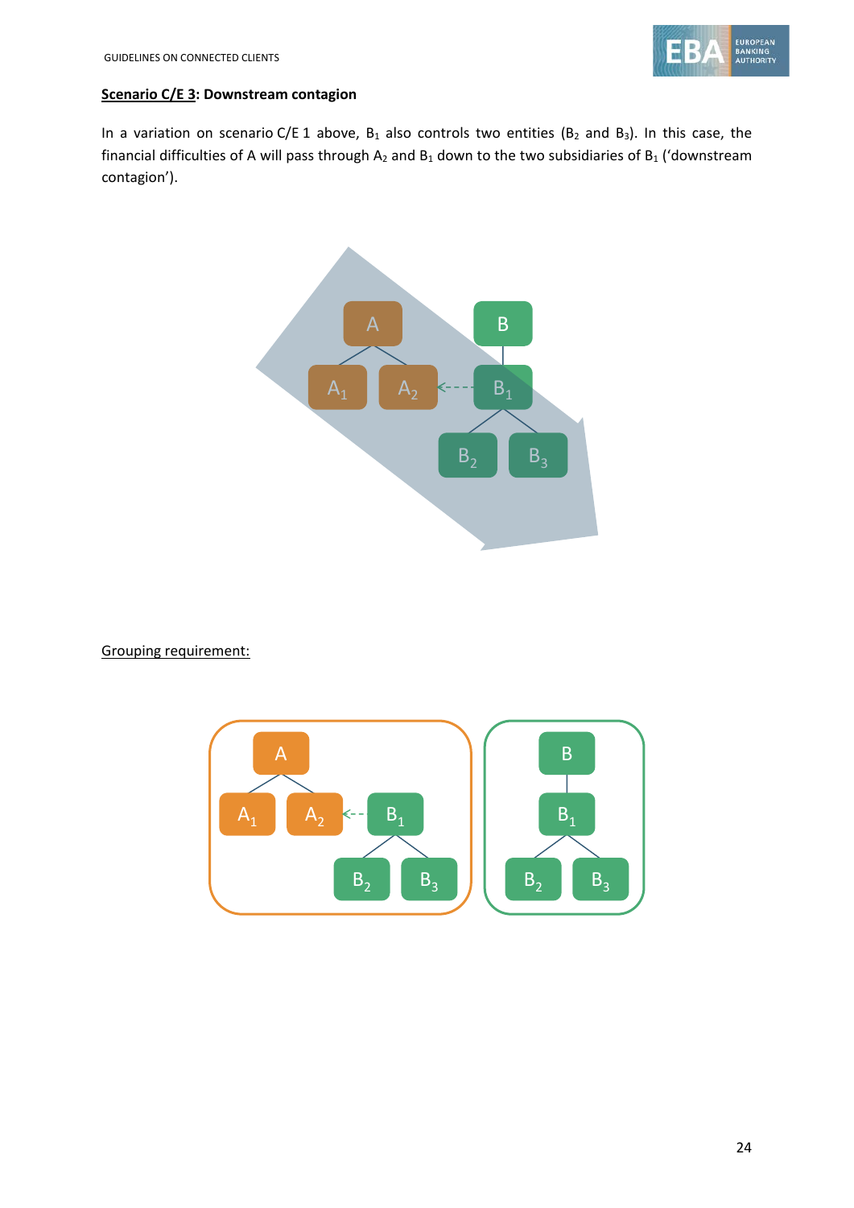**Scenario C/E 3: Downstream contagion**

In a variation on scenario C/E 1 above, $B_1$ also controls two entities ($B_2$ and $B_3$). In this case, the financial difficulties of A will pass through $A_2$ and $B_1$ down to the two subsidiaries of $B_1$ ('downstream contagion').

Grouping requirement: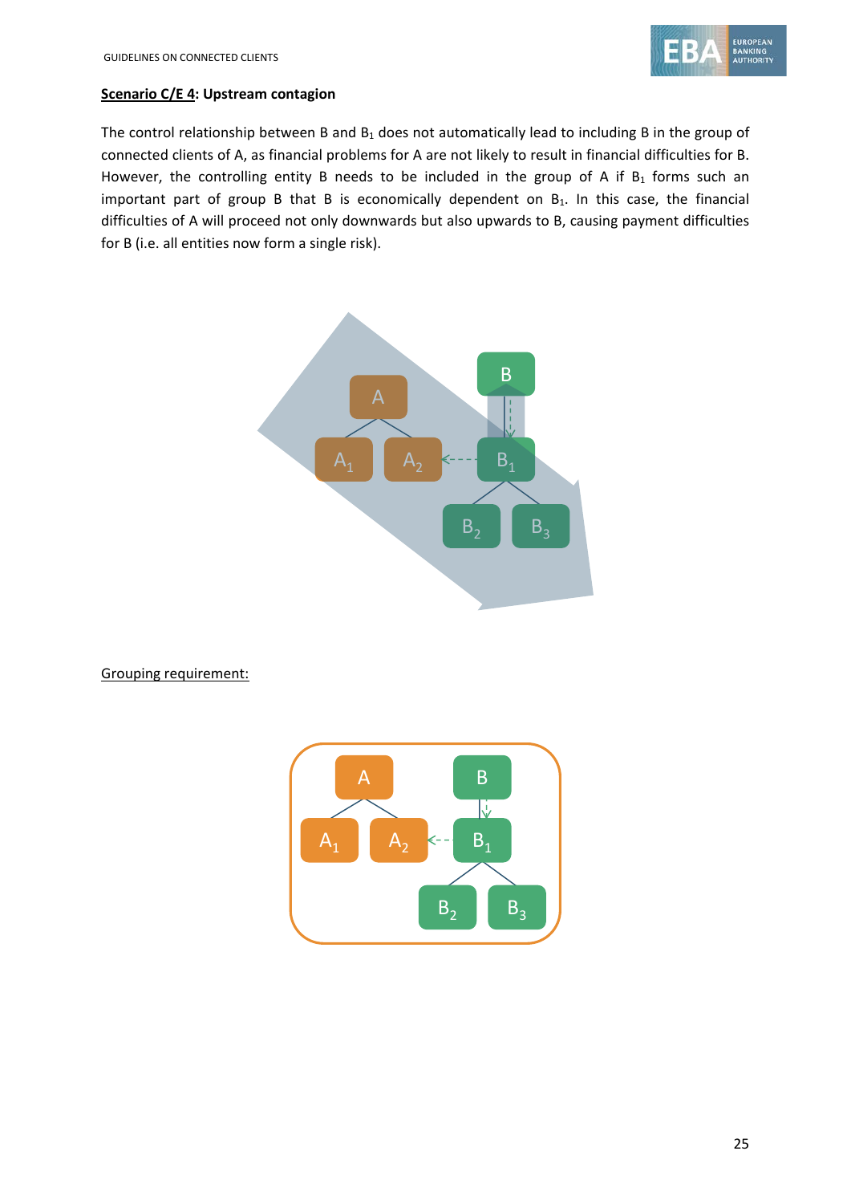**Scenario C/E 4: Upstream contagion**

The control relationship between B and $B_1$ does not automatically lead to including B in the group of connected clients of A, as financial problems for A are not likely to result in financial difficulties for B. However, the controlling entity B needs to be included in the group of A if $B_1$ forms such an important part of group B that B is economically dependent on $B_1$. In this case, the financial difficulties of A will proceed not only downwards but also upwards to B, causing payment difficulties for B (i.e. all entities now form a single risk).

Grouping requirement: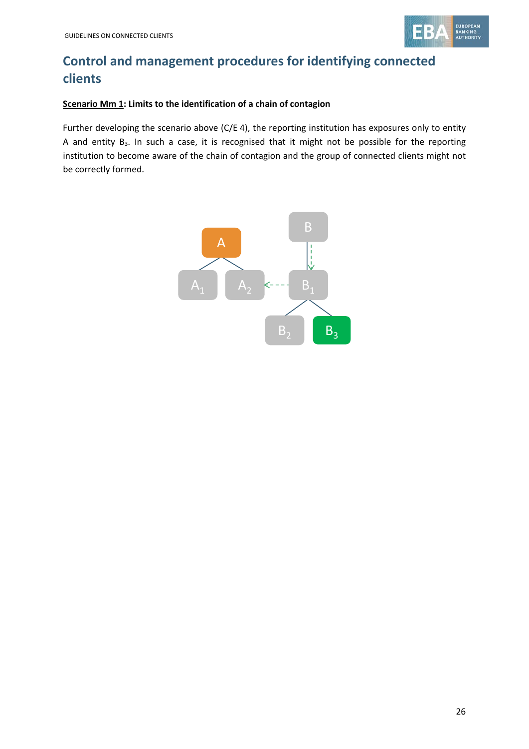# Control and management procedures for identifying connected clients

**<u>Scenario Mm 1</u>: Limits to the identification of a chain of contagion**

Further developing the scenario above (C/E 4), the reporting institution has exposures only to entity A and entity $B_3$. In such a case, it is recognised that it might not be possible for the reporting institution to become aware of the chain of contagion and the group of connected clients might not be correctly formed.

B

A

$A_1$ $A_2$ $B_1$

$B_2$ $B_3$